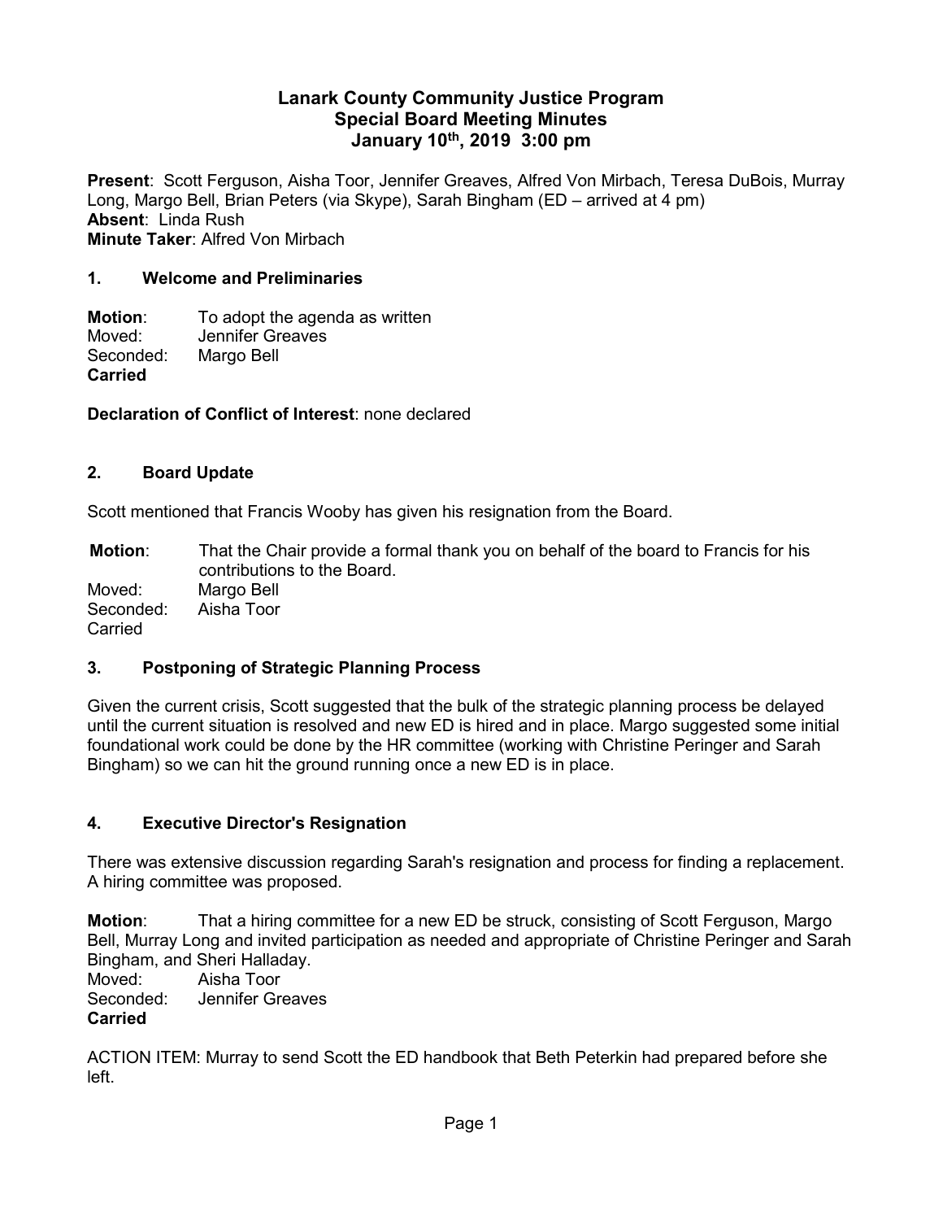# Lanark County Community Justice Program
## Special Board Meeting Minutes
## January 10th, 2019 3:00 pm

**Present**: Scott Ferguson, Aisha Toor, Jennifer Greaves, Alfred Von Mirbach, Teresa DuBois, Murray Long, Margo Bell, Brian Peters (via Skype), Sarah Bingham (ED – arrived at 4 pm)
**Absent**: Linda Rush
**Minute Taker**: Alfred Von Mirbach

### 1. Welcome and Preliminaries

**Motion**: To adopt the agenda as written
Moved: Jennifer Greaves
Seconded: Margo Bell
**Carried**

**Declaration of Conflict of Interest**: none declared

### 2. Board Update

Scott mentioned that Francis Wooby has given his resignation from the Board.

**Motion**: That the Chair provide a formal thank you on behalf of the board to Francis for his contributions to the Board.
Moved: Margo Bell
Seconded: Aisha Toor
Carried

### 3. Postponing of Strategic Planning Process

Given the current crisis, Scott suggested that the bulk of the strategic planning process be delayed until the current situation is resolved and new ED is hired and in place. Margo suggested some initial foundational work could be done by the HR committee (working with Christine Peringer and Sarah Bingham) so we can hit the ground running once a new ED is in place.

### 4. Executive Director's Resignation

There was extensive discussion regarding Sarah's resignation and process for finding a replacement. A hiring committee was proposed.

**Motion**: That a hiring committee for a new ED be struck, consisting of Scott Ferguson, Margo Bell, Murray Long and invited participation as needed and appropriate of Christine Peringer and Sarah Bingham, and Sheri Halladay.
Moved: Aisha Toor
Seconded: Jennifer Greaves
**Carried**

ACTION ITEM: Murray to send Scott the ED handbook that Beth Peterkin had prepared before she left.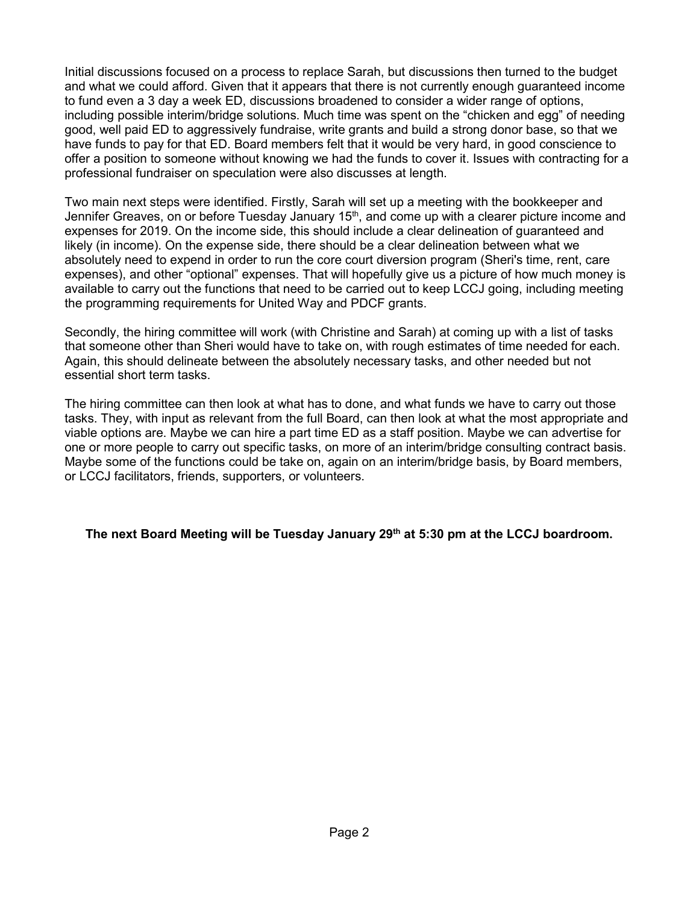Initial discussions focused on a process to replace Sarah, but discussions then turned to the budget and what we could afford. Given that it appears that there is not currently enough guaranteed income to fund even a 3 day a week ED, discussions broadened to consider a wider range of options, including possible interim/bridge solutions. Much time was spent on the "chicken and egg" of needing good, well paid ED to aggressively fundraise, write grants and build a strong donor base, so that we have funds to pay for that ED. Board members felt that it would be very hard, in good conscience to offer a position to someone without knowing we had the funds to cover it. Issues with contracting for a professional fundraiser on speculation were also discusses at length.

Two main next steps were identified. Firstly, Sarah will set up a meeting with the bookkeeper and Jennifer Greaves, on or before Tuesday January 15th, and come up with a clearer picture income and expenses for 2019. On the income side, this should include a clear delineation of guaranteed and likely (in income). On the expense side, there should be a clear delineation between what we absolutely need to expend in order to run the core court diversion program (Sheri's time, rent, care expenses), and other "optional" expenses. That will hopefully give us a picture of how much money is available to carry out the functions that need to be carried out to keep LCCJ going, including meeting the programming requirements for United Way and PDCF grants.

Secondly, the hiring committee will work (with Christine and Sarah) at coming up with a list of tasks that someone other than Sheri would have to take on, with rough estimates of time needed for each. Again, this should delineate between the absolutely necessary tasks, and other needed but not essential short term tasks.

The hiring committee can then look at what has to done, and what funds we have to carry out those tasks. They, with input as relevant from the full Board, can then look at what the most appropriate and viable options are. Maybe we can hire a part time ED as a staff position. Maybe we can advertise for one or more people to carry out specific tasks, on more of an interim/bridge consulting contract basis. Maybe some of the functions could be take on, again on an interim/bridge basis, by Board members, or LCCJ facilitators, friends, supporters, or volunteers.

**The next Board Meeting will be Tuesday January 29th at 5:30 pm at the LCCJ boardroom.**